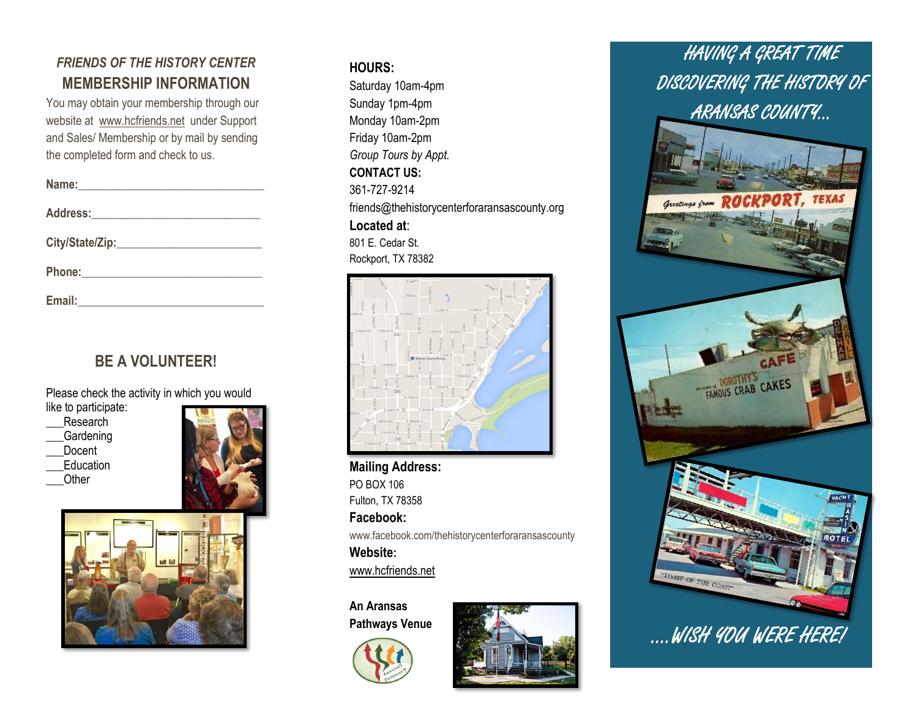*FRIENDS OF THE HISTORY CENTER*

## MEMBERSHIP INFORMATION

You may obtain your membership through our website at www.hcfriends.net under Support and Sales/ Membership or by mail by sending the completed form and check to us.

**Name:**_______________________________

**Address:**____________________________

**City/State/Zip:**_________________________

**Phone:**______________________________

**Email:**_______________________________

## BE A VOLUNTEER!

Please check the activity in which you would like to participate:

___Research
___Gardening
___Docent
___Education
___Other

**HOURS:**
Saturday 10am-4pm
Sunday 1pm-4pm
Monday 10am-2pm
Friday 10am-2pm
*Group Tours by Appt.*

**CONTACT US:**
361-727-9214
friends@thehistorycenterforaransascounty.org

**Located at**:
801 E. Cedar St.
Rockport, TX 78382

**Mailing Address:**
PO BOX 106
Fulton, TX 78358

**Facebook:**
www.facebook.com/thehistorycenterforaransascounty

**Website:**
www.hcfriends.net

**An Aransas Pathways Venue**

HAVING A GREAT TIME DISCOVERING THE HISTORY OF ARANSAS COUNTY...

....WISH YOU WERE HERE!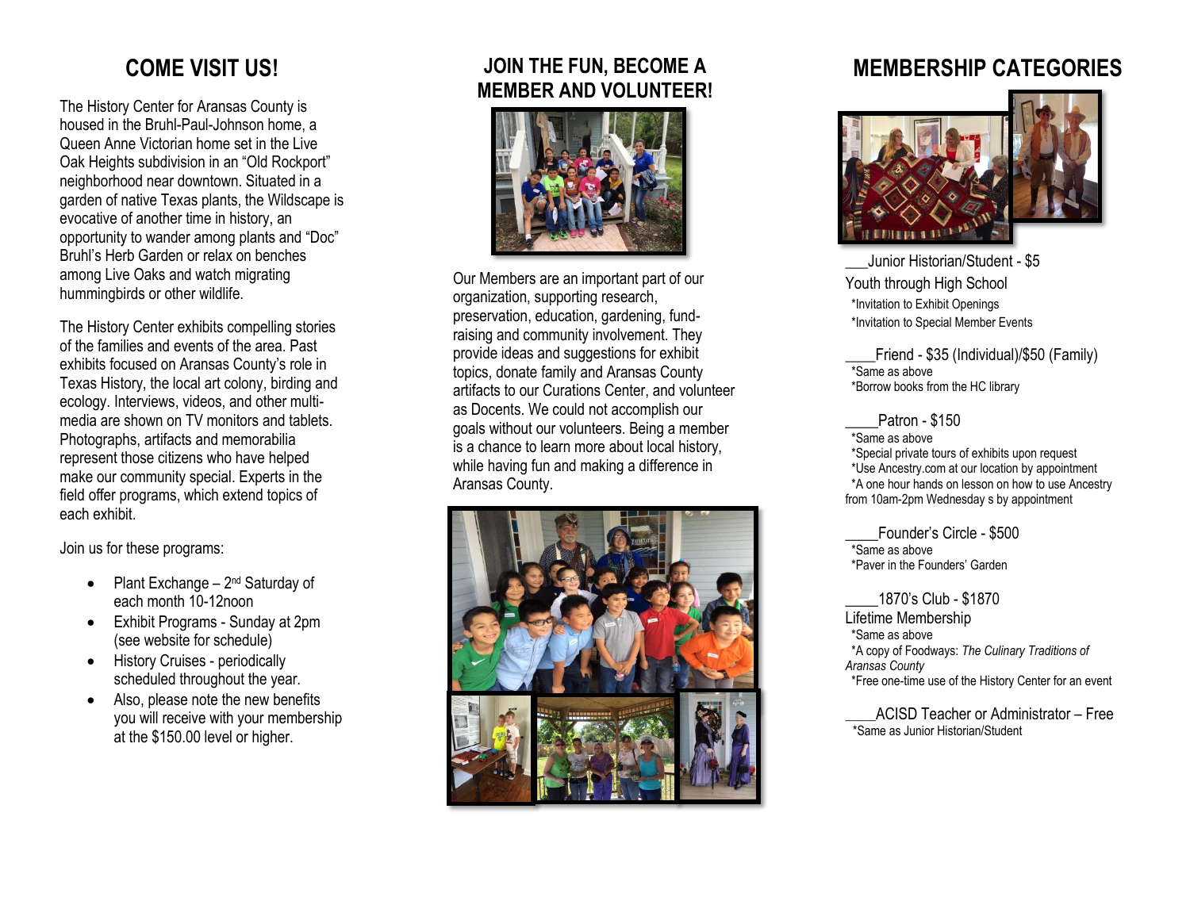## COME VISIT US!

The History Center for Aransas County is housed in the Bruhl-Paul-Johnson home, a Queen Anne Victorian home set in the Live Oak Heights subdivision in an "Old Rockport" neighborhood near downtown. Situated in a garden of native Texas plants, the Wildscape is evocative of another time in history, an opportunity to wander among plants and "Doc" Bruhl's Herb Garden or relax on benches among Live Oaks and watch migrating hummingbirds or other wildlife.

The History Center exhibits compelling stories of the families and events of the area. Past exhibits focused on Aransas County's role in Texas History, the local art colony, birding and ecology. Interviews, videos, and other multi-media are shown on TV monitors and tablets. Photographs, artifacts and memorabilia represent those citizens who have helped make our community special. Experts in the field offer programs, which extend topics of each exhibit.

Join us for these programs:

- Plant Exchange – 2nd Saturday of each month 10-12noon
- Exhibit Programs - Sunday at 2pm (see website for schedule)
- History Cruises - periodically scheduled throughout the year.
- Also, please note the new benefits you will receive with your membership at the $150.00 level or higher.

## JOIN THE FUN, BECOME A MEMBER AND VOLUNTEER!

Our Members are an important part of our organization, supporting research, preservation, education, gardening, fund-raising and community involvement. They provide ideas and suggestions for exhibit topics, donate family and Aransas County artifacts to our Curations Center, and volunteer as Docents. We could not accomplish our goals without our volunteers. Being a member is a chance to learn more about local history, while having fun and making a difference in Aransas County.

## MEMBERSHIP CATEGORIES

___Junior Historian/Student - $5
Youth through High School
*Invitation to Exhibit Openings
*Invitation to Special Member Events

____Friend - $35 (Individual)/$50 (Family)
*Same as above
*Borrow books from the HC library

____Patron - $150
*Same as above
*Special private tours of exhibits upon request
*Use Ancestry.com at our location by appointment
*A one hour hands on lesson on how to use Ancestry from 10am-2pm Wednesday s by appointment

____Founder's Circle - $500
*Same as above
*Paver in the Founders' Garden

____1870's Club - $1870
Lifetime Membership
*Same as above
*A copy of Foodways: *The Culinary Traditions of Aransas County*
*Free one-time use of the History Center for an event

____ACISD Teacher or Administrator – Free
*Same as Junior Historian/Student